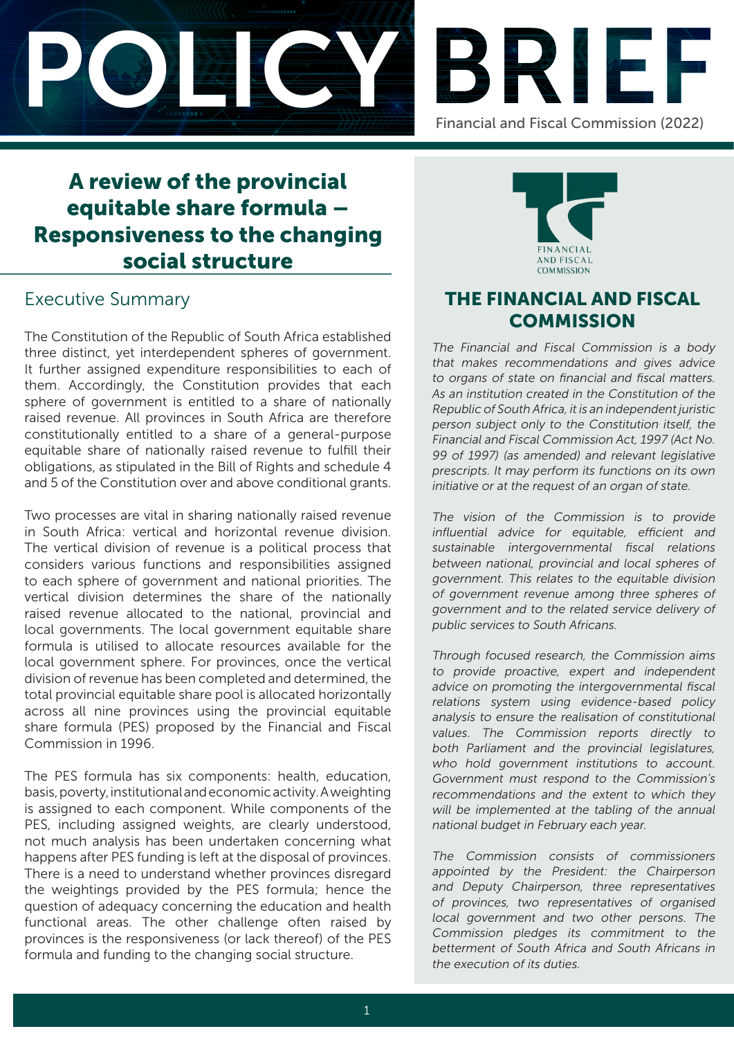# POLICY BRIEF

Financial and Fiscal Commission (2022)

## A review of the provincial equitable share formula – Responsiveness to the changing social structure

### Executive Summary

The Constitution of the Republic of South Africa established three distinct, yet interdependent spheres of government. It further assigned expenditure responsibilities to each of them. Accordingly, the Constitution provides that each sphere of government is entitled to a share of nationally raised revenue. All provinces in South Africa are therefore constitutionally entitled to a share of a general-purpose equitable share of nationally raised revenue to fulfill their obligations, as stipulated in the Bill of Rights and schedule 4 and 5 of the Constitution over and above conditional grants.

Two processes are vital in sharing nationally raised revenue in South Africa: vertical and horizontal revenue division. The vertical division of revenue is a political process that considers various functions and responsibilities assigned to each sphere of government and national priorities. The vertical division determines the share of the nationally raised revenue allocated to the national, provincial and local governments. The local government equitable share formula is utilised to allocate resources available for the local government sphere. For provinces, once the vertical division of revenue has been completed and determined, the total provincial equitable share pool is allocated horizontally across all nine provinces using the provincial equitable share formula (PES) proposed by the Financial and Fiscal Commission in 1996.

The PES formula has six components: health, education, basis, poverty, institutional and economic activity. A weighting is assigned to each component. While components of the PES, including assigned weights, are clearly understood, not much analysis has been undertaken concerning what happens after PES funding is left at the disposal of provinces. There is a need to understand whether provinces disregard the weightings provided by the PES formula; hence the question of adequacy concerning the education and health functional areas. The other challenge often raised by provinces is the responsiveness (or lack thereof) of the PES formula and funding to the changing social structure.

FINANCIAL AND FISCAL COMMISSION

### THE FINANCIAL AND FISCAL COMMISSION

*The Financial and Fiscal Commission is a body that makes recommendations and gives advice to organs of state on financial and fiscal matters. As an institution created in the Constitution of the Republic of South Africa, it is an independent juristic person subject only to the Constitution itself, the Financial and Fiscal Commission Act, 1997 (Act No. 99 of 1997) (as amended) and relevant legislative prescripts. It may perform its functions on its own initiative or at the request of an organ of state.*

*The vision of the Commission is to provide influential advice for equitable, efficient and sustainable intergovernmental fiscal relations between national, provincial and local spheres of government. This relates to the equitable division of government revenue among three spheres of government and to the related service delivery of public services to South Africans.*

*Through focused research, the Commission aims to provide proactive, expert and independent advice on promoting the intergovernmental fiscal relations system using evidence-based policy analysis to ensure the realisation of constitutional values. The Commission reports directly to both Parliament and the provincial legislatures, who hold government institutions to account. Government must respond to the Commission's recommendations and the extent to which they will be implemented at the tabling of the annual national budget in February each year.*

*The Commission consists of commissioners appointed by the President: the Chairperson and Deputy Chairperson, three representatives of provinces, two representatives of organised local government and two other persons. The Commission pledges its commitment to the betterment of South Africa and South Africans in the execution of its duties.*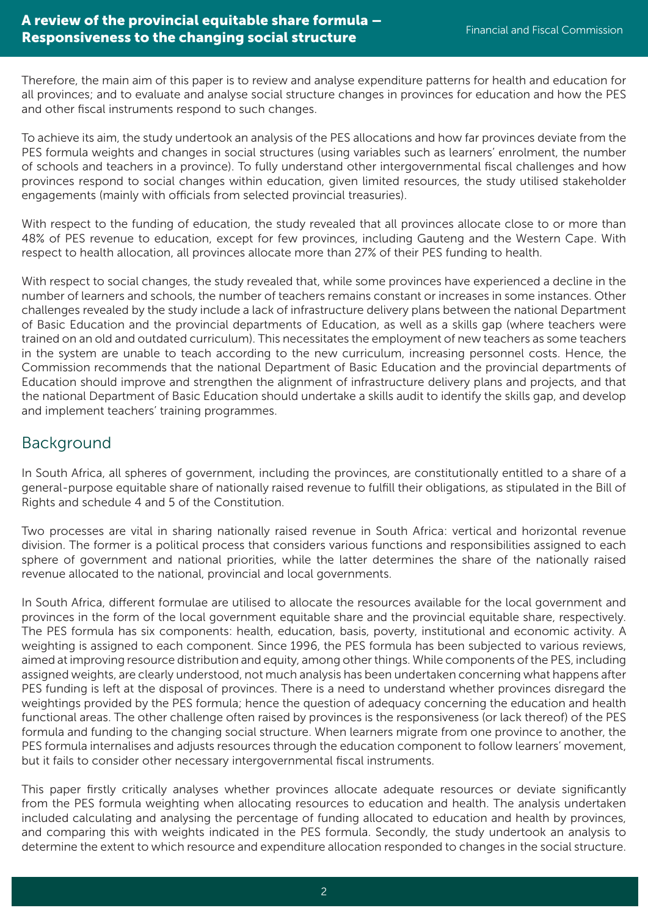Therefore, the main aim of this paper is to review and analyse expenditure patterns for health and education for all provinces; and to evaluate and analyse social structure changes in provinces for education and how the PES and other fiscal instruments respond to such changes.

To achieve its aim, the study undertook an analysis of the PES allocations and how far provinces deviate from the PES formula weights and changes in social structures (using variables such as learners' enrolment, the number of schools and teachers in a province). To fully understand other intergovernmental fiscal challenges and how provinces respond to social changes within education, given limited resources, the study utilised stakeholder engagements (mainly with officials from selected provincial treasuries).

With respect to the funding of education, the study revealed that all provinces allocate close to or more than 48% of PES revenue to education, except for few provinces, including Gauteng and the Western Cape. With respect to health allocation, all provinces allocate more than 27% of their PES funding to health.

With respect to social changes, the study revealed that, while some provinces have experienced a decline in the number of learners and schools, the number of teachers remains constant or increases in some instances. Other challenges revealed by the study include a lack of infrastructure delivery plans between the national Department of Basic Education and the provincial departments of Education, as well as a skills gap (where teachers were trained on an old and outdated curriculum). This necessitates the employment of new teachers as some teachers in the system are unable to teach according to the new curriculum, increasing personnel costs. Hence, the Commission recommends that the national Department of Basic Education and the provincial departments of Education should improve and strengthen the alignment of infrastructure delivery plans and projects, and that the national Department of Basic Education should undertake a skills audit to identify the skills gap, and develop and implement teachers' training programmes.

## Background

In South Africa, all spheres of government, including the provinces, are constitutionally entitled to a share of a general-purpose equitable share of nationally raised revenue to fulfill their obligations, as stipulated in the Bill of Rights and schedule 4 and 5 of the Constitution.

Two processes are vital in sharing nationally raised revenue in South Africa: vertical and horizontal revenue division. The former is a political process that considers various functions and responsibilities assigned to each sphere of government and national priorities, while the latter determines the share of the nationally raised revenue allocated to the national, provincial and local governments.

In South Africa, different formulae are utilised to allocate the resources available for the local government and provinces in the form of the local government equitable share and the provincial equitable share, respectively. The PES formula has six components: health, education, basis, poverty, institutional and economic activity. A weighting is assigned to each component. Since 1996, the PES formula has been subjected to various reviews, aimed at improving resource distribution and equity, among other things. While components of the PES, including assigned weights, are clearly understood, not much analysis has been undertaken concerning what happens after PES funding is left at the disposal of provinces. There is a need to understand whether provinces disregard the weightings provided by the PES formula; hence the question of adequacy concerning the education and health functional areas. The other challenge often raised by provinces is the responsiveness (or lack thereof) of the PES formula and funding to the changing social structure. When learners migrate from one province to another, the PES formula internalises and adjusts resources through the education component to follow learners' movement, but it fails to consider other necessary intergovernmental fiscal instruments.

This paper firstly critically analyses whether provinces allocate adequate resources or deviate significantly from the PES formula weighting when allocating resources to education and health. The analysis undertaken included calculating and analysing the percentage of funding allocated to education and health by provinces, and comparing this with weights indicated in the PES formula. Secondly, the study undertook an analysis to determine the extent to which resource and expenditure allocation responded to changes in the social structure.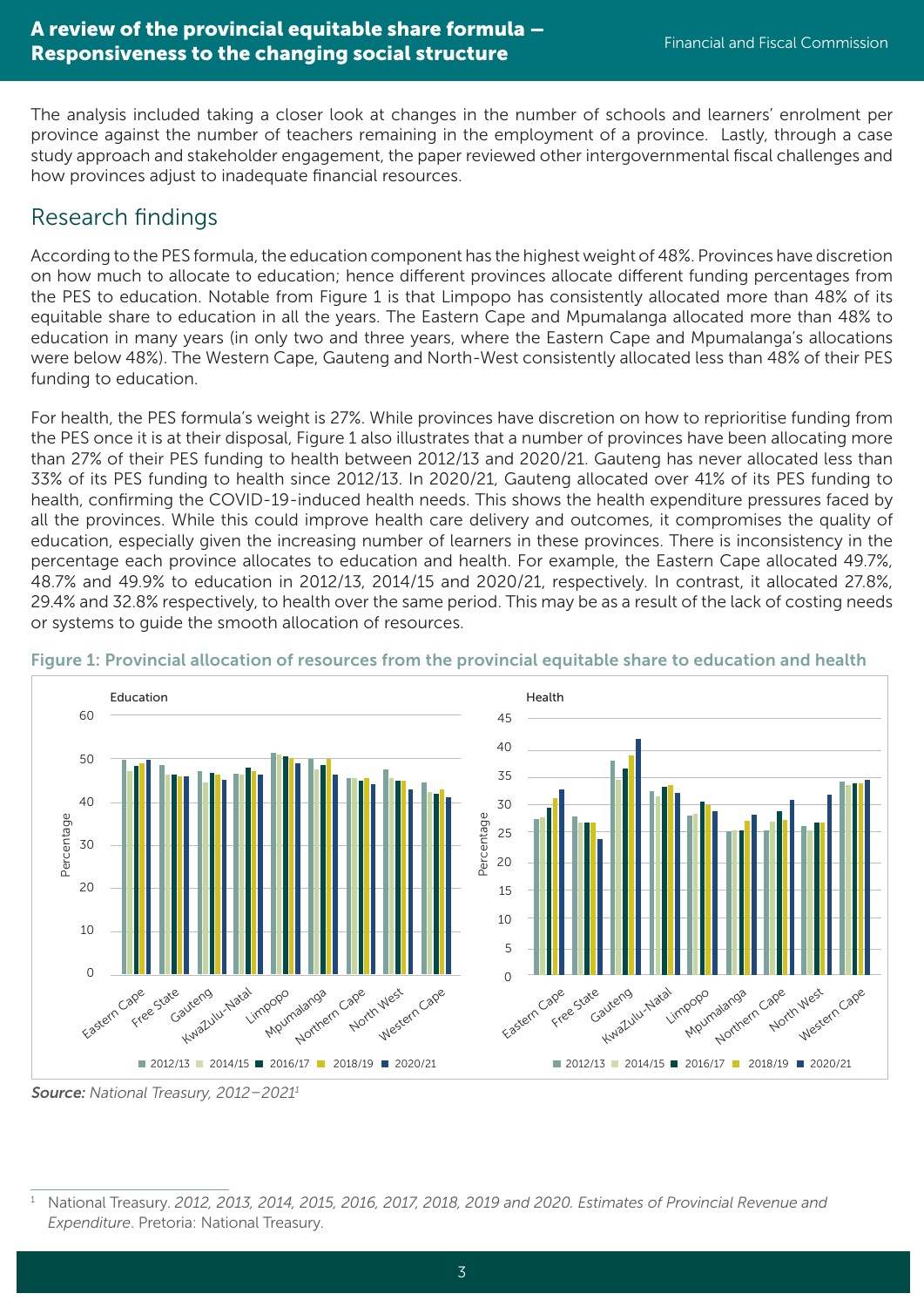The analysis included taking a closer look at changes in the number of schools and learners' enrolment per province against the number of teachers remaining in the employment of a province. Lastly, through a case study approach and stakeholder engagement, the paper reviewed other intergovernmental fiscal challenges and how provinces adjust to inadequate financial resources.

## Research findings

According to the PES formula, the education component has the highest weight of 48%. Provinces have discretion on how much to allocate to education; hence different provinces allocate different funding percentages from the PES to education. Notable from Figure 1 is that Limpopo has consistently allocated more than 48% of its equitable share to education in all the years. The Eastern Cape and Mpumalanga allocated more than 48% to education in many years (in only two and three years, where the Eastern Cape and Mpumalanga's allocations were below 48%). The Western Cape, Gauteng and North-West consistently allocated less than 48% of their PES funding to education.

For health, the PES formula's weight is 27%. While provinces have discretion on how to reprioritise funding from the PES once it is at their disposal, Figure 1 also illustrates that a number of provinces have been allocating more than 27% of their PES funding to health between 2012/13 and 2020/21. Gauteng has never allocated less than 33% of its PES funding to health since 2012/13. In 2020/21, Gauteng allocated over 41% of its PES funding to health, confirming the COVID-19-induced health needs. This shows the health expenditure pressures faced by all the provinces. While this could improve health care delivery and outcomes, it compromises the quality of education, especially given the increasing number of learners in these provinces. There is inconsistency in the percentage each province allocates to education and health. For example, the Eastern Cape allocated 49.7%, 48.7% and 49.9% to education in 2012/13, 2014/15 and 2020/21, respectively. In contrast, it allocated 27.8%, 29.4% and 32.8% respectively, to health over the same period. This may be as a result of the lack of costing needs or systems to guide the smooth allocation of resources.

**Figure 1: Provincial allocation of resources from the provincial equitable share to education and health**

Education

Percentage

0 10 20 30 40 50 60

Eastern Cape, Free State, Gauteng, KwaZulu-Natal, Limpopo, Mpumalanga, Northern Cape, North West, Western Cape

2012/13 2014/15 2016/17 2018/19 2020/21

Health

Percentage

0 5 10 15 20 25 30 35 40 45

Eastern Cape, Free State, Gauteng, KwaZulu-Natal, Limpopo, Mpumalanga, Northern Cape, North West, Western Cape

2012/13 2014/15 2016/17 2018/19 2020/21

***Source:*** *National Treasury, 2012−2021*[1]

[1] National Treasury. *2012, 2013, 2014, 2015, 2016, 2017, 2018, 2019 and 2020. Estimates of Provincial Revenue and Expenditure*. Pretoria: National Treasury.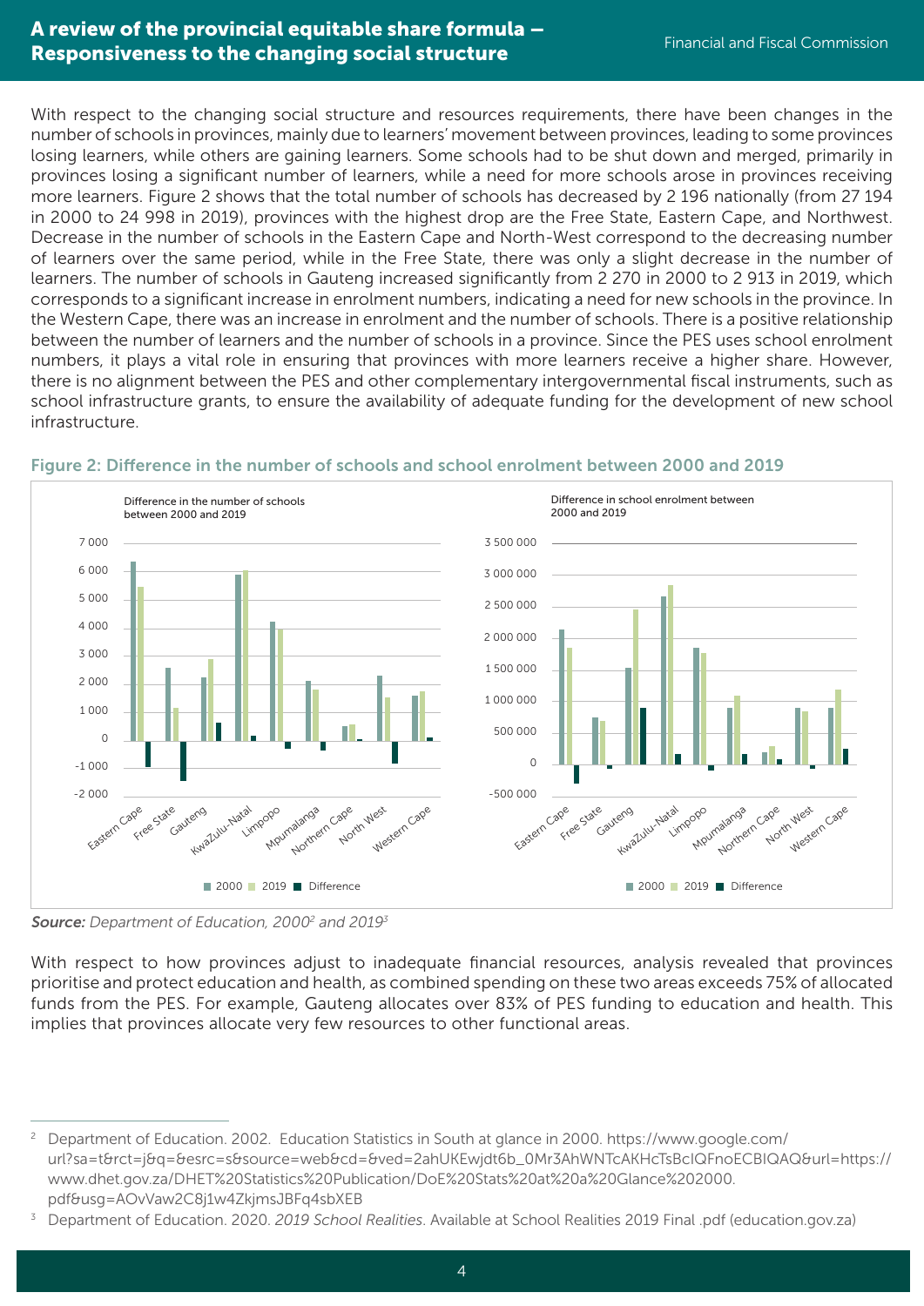With respect to the changing social structure and resources requirements, there have been changes in the number of schools in provinces, mainly due to learners' movement between provinces, leading to some provinces losing learners, while others are gaining learners. Some schools had to be shut down and merged, primarily in provinces losing a significant number of learners, while a need for more schools arose in provinces receiving more learners. Figure 2 shows that the total number of schools has decreased by 2 196 nationally (from 27 194 in 2000 to 24 998 in 2019), provinces with the highest drop are the Free State, Eastern Cape, and Northwest. Decrease in the number of schools in the Eastern Cape and North-West correspond to the decreasing number of learners over the same period, while in the Free State, there was only a slight decrease in the number of learners. The number of schools in Gauteng increased significantly from 2 270 in 2000 to 2 913 in 2019, which corresponds to a significant increase in enrolment numbers, indicating a need for new schools in the province. In the Western Cape, there was an increase in enrolment and the number of schools. There is a positive relationship between the number of learners and the number of schools in a province. Since the PES uses school enrolment numbers, it plays a vital role in ensuring that provinces with more learners receive a higher share. However, there is no alignment between the PES and other complementary intergovernmental fiscal instruments, such as school infrastructure grants, to ensure the availability of adequate funding for the development of new school infrastructure.

**Figure 2: Difference in the number of schools and school enrolment between 2000 and 2019**

Difference in the number of schools between 2000 and 2019

7 000
6 000
5 000
4 000
3 000
2 000
1 000
0
-1 000
-2 000

Eastern Cape, Free State, Gauteng, KwaZulu-Natal, Limpopo, Mpumalanga, Northern Cape, North West, Western Cape

2000 | 2019 | Difference

Difference in school enrolment between 2000 and 2019

3 500 000
3 000 000
2 500 000
2 000 000
1 500 000
1 000 000
500 000
0
-500 000

Eastern Cape, Free State, Gauteng, KwaZulu-Natal, Limpopo, Mpumalanga, Northern Cape, North West, Western Cape

2000 | 2019 | Difference

***Source:*** *Department of Education, 2000[2] and 2019[3]*

With respect to how provinces adjust to inadequate financial resources, analysis revealed that provinces prioritise and protect education and health, as combined spending on these two areas exceeds 75% of allocated funds from the PES. For example, Gauteng allocates over 83% of PES funding to education and health. This implies that provinces allocate very few resources to other functional areas.

---

[2] Department of Education. 2002. Education Statistics in South at glance in 2000. https://www.google.com/url?sa=t&rct=j&q=&esrc=s&source=web&cd=&ved=2ahUKEwjdt6b_0Mr3AhWNTcAKHcTsBcIQFnoECBIQAQ&url=https://www.dhet.gov.za/DHET%20Statistics%20Publication/DoE%20Stats%20at%20a%20Glance%202000.pdf&usg=AOvVaw2C8j1w4ZkjmsJBFq4sbXEB

[3] Department of Education. 2020. *2019 School Realities*. Available at School Realities 2019 Final .pdf (education.gov.za)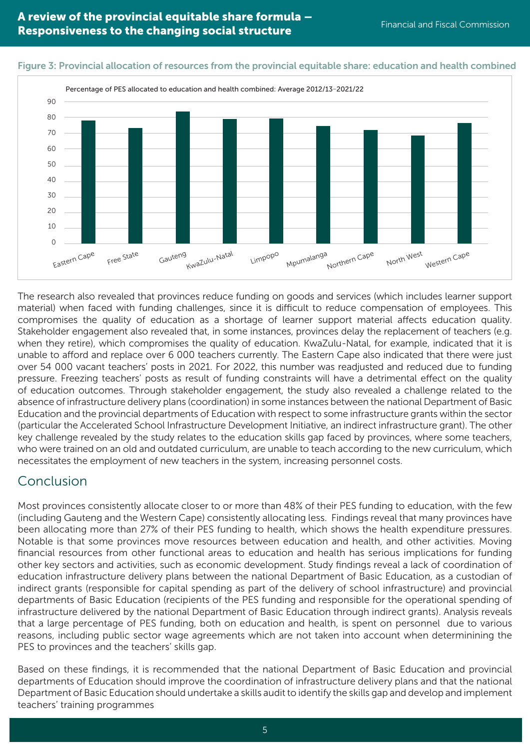Figure 3: Provincial allocation of resources from the provincial equitable share: education and health combined

Percentage of PES allocated to education and health combined: Average 2012/13–2021/22

90
80
70
60
50
40
30
20
10
0

Eastern Cape
Free State
Gauteng
KwaZulu-Natal
Limpopo
Mpumalanga
Northern Cape
North West
Western Cape

The research also revealed that provinces reduce funding on goods and services (which includes learner support material) when faced with funding challenges, since it is difficult to reduce compensation of employees. This compromises the quality of education as a shortage of learner support material affects education quality. Stakeholder engagement also revealed that, in some instances, provinces delay the replacement of teachers (e.g. when they retire), which compromises the quality of education. KwaZulu-Natal, for example, indicated that it is unable to afford and replace over 6 000 teachers currently. The Eastern Cape also indicated that there were just over 54 000 vacant teachers' posts in 2021. For 2022, this number was readjusted and reduced due to funding pressure. Freezing teachers' posts as result of funding constraints will have a detrimental effect on the quality of education outcomes. Through stakeholder engagement, the study also revealed a challenge related to the absence of infrastructure delivery plans (coordination) in some instances between the national Department of Basic Education and the provincial departments of Education with respect to some infrastructure grants within the sector (particular the Accelerated School Infrastructure Development Initiative, an indirect infrastructure grant). The other key challenge revealed by the study relates to the education skills gap faced by provinces, where some teachers, who were trained on an old and outdated curriculum, are unable to teach according to the new curriculum, which necessitates the employment of new teachers in the system, increasing personnel costs.

## Conclusion

Most provinces consistently allocate closer to or more than 48% of their PES funding to education, with the few (including Gauteng and the Western Cape) consistently allocating less. Findings reveal that many provinces have been allocating more than 27% of their PES funding to health, which shows the health expenditure pressures. Notable is that some provinces move resources between education and health, and other activities. Moving financial resources from other functional areas to education and health has serious implications for funding other key sectors and activities, such as economic development. Study findings reveal a lack of coordination of education infrastructure delivery plans between the national Department of Basic Education, as a custodian of indirect grants (responsible for capital spending as part of the delivery of school infrastructure) and provincial departments of Basic Education (recipients of the PES funding and responsible for the operational spending of infrastructure delivered by the national Department of Basic Education through indirect grants). Analysis reveals that a large percentage of PES funding, both on education and health, is spent on personnel due to various reasons, including public sector wage agreements which are not taken into account when determinining the PES to provinces and the teachers' skills gap.

Based on these findings, it is recommended that the national Department of Basic Education and provincial departments of Education should improve the coordination of infrastructure delivery plans and that the national Department of Basic Education should undertake a skills audit to identify the skills gap and develop and implement teachers' training programmes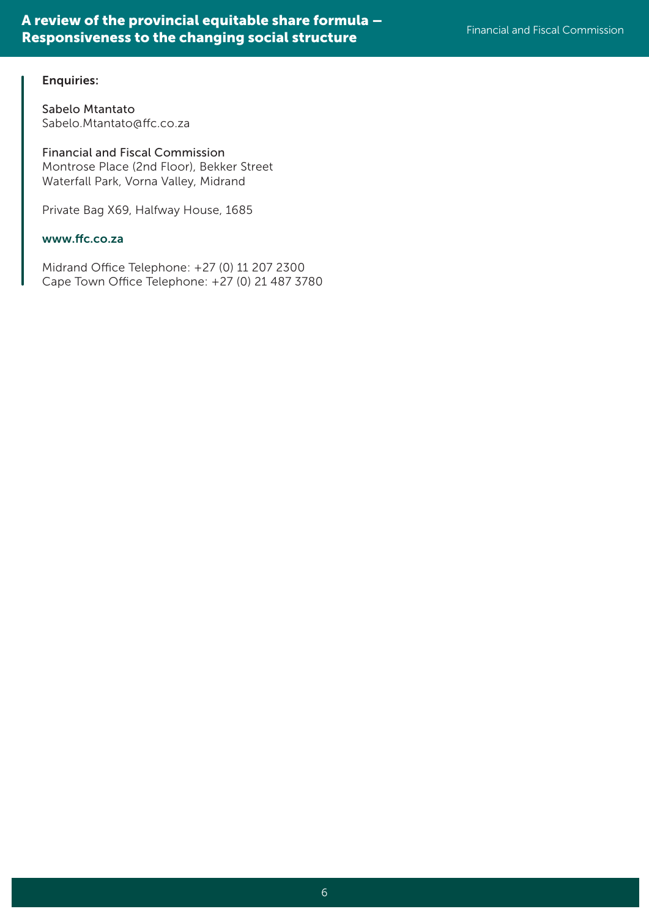**Enquiries:**

Sabelo Mtantato
Sabelo.Mtantato@ffc.co.za

Financial and Fiscal Commission
Montrose Place (2nd Floor), Bekker Street
Waterfall Park, Vorna Valley, Midrand

Private Bag X69, Halfway House, 1685

**www.ffc.co.za**

Midrand Office Telephone: +27 (0) 11 207 2300
Cape Town Office Telephone: +27 (0) 21 487 3780